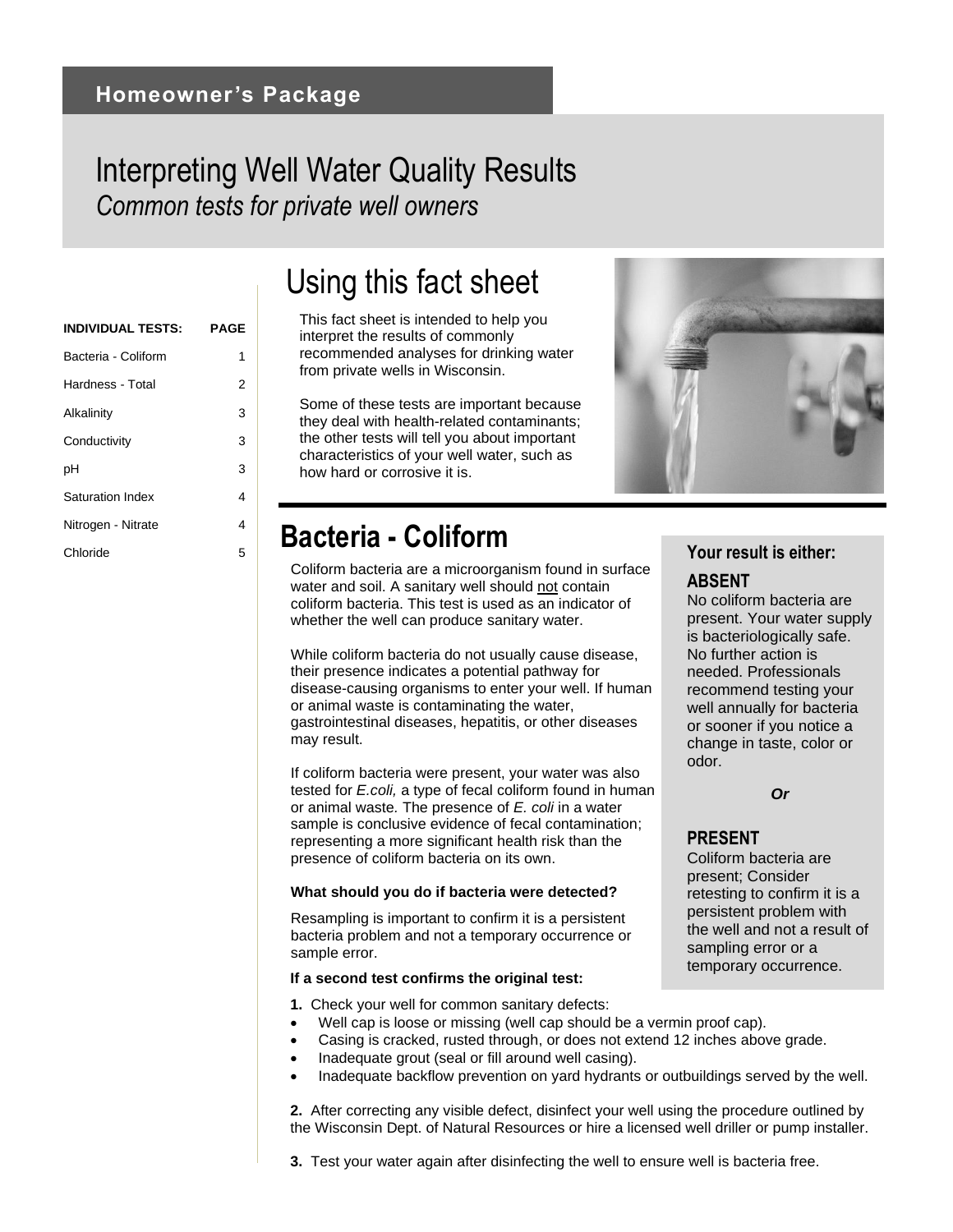**Homeowner's Package**

# Interpreting Well Water Quality Results

*Common tests for private well owners*

| INDIVIDUAL TESTS: | PAGE |
| --- | --- |
| Bacteria - Coliform | 1 |
| Hardness - Total | 2 |
| Alkalinity | 3 |
| Conductivity | 3 |
| pH | 3 |
| Saturation Index | 4 |
| Nitrogen - Nitrate | 4 |
| Chloride | 5 |

## Using this fact sheet

This fact sheet is intended to help you interpret the results of commonly recommended analyses for drinking water from private wells in Wisconsin.

Some of these tests are important because they deal with health-related contaminants; the other tests will tell you about important characteristics of your well water, such as how hard or corrosive it is.

## Bacteria - Coliform

Coliform bacteria are a microorganism found in surface water and soil. A sanitary well should not contain coliform bacteria. This test is used as an indicator of whether the well can produce sanitary water.

While coliform bacteria do not usually cause disease, their presence indicates a potential pathway for disease-causing organisms to enter your well. If human or animal waste is contaminating the water, gastrointestinal diseases, hepatitis, or other diseases may result.

If coliform bacteria were present, your water was also tested for *E.coli,* a type of fecal coliform found in human or animal waste. The presence of *E. coli* in a water sample is conclusive evidence of fecal contamination; representing a more significant health risk than the presence of coliform bacteria on its own.

**What should you do if bacteria were detected?**

Resampling is important to confirm it is a persistent bacteria problem and not a temporary occurrence or sample error.

**If a second test confirms the original test:**

**1.** Check your well for common sanitary defects:

- Well cap is loose or missing (well cap should be a vermin proof cap).
- Casing is cracked, rusted through, or does not extend 12 inches above grade.
- Inadequate grout (seal or fill around well casing).
- Inadequate backflow prevention on yard hydrants or outbuildings served by the well.

**2.** After correcting any visible defect, disinfect your well using the procedure outlined by the Wisconsin Dept. of Natural Resources or hire a licensed well driller or pump installer.

**3.** Test your water again after disinfecting the well to ensure well is bacteria free.

### Your result is either:

**ABSENT**

No coliform bacteria are present. Your water supply is bacteriologically safe. No further action is needed. Professionals recommend testing your well annually for bacteria or sooner if you notice a change in taste, color or odor.

***Or***

**PRESENT**

Coliform bacteria are present; Consider retesting to confirm it is a persistent problem with the well and not a result of sampling error or a temporary occurrence.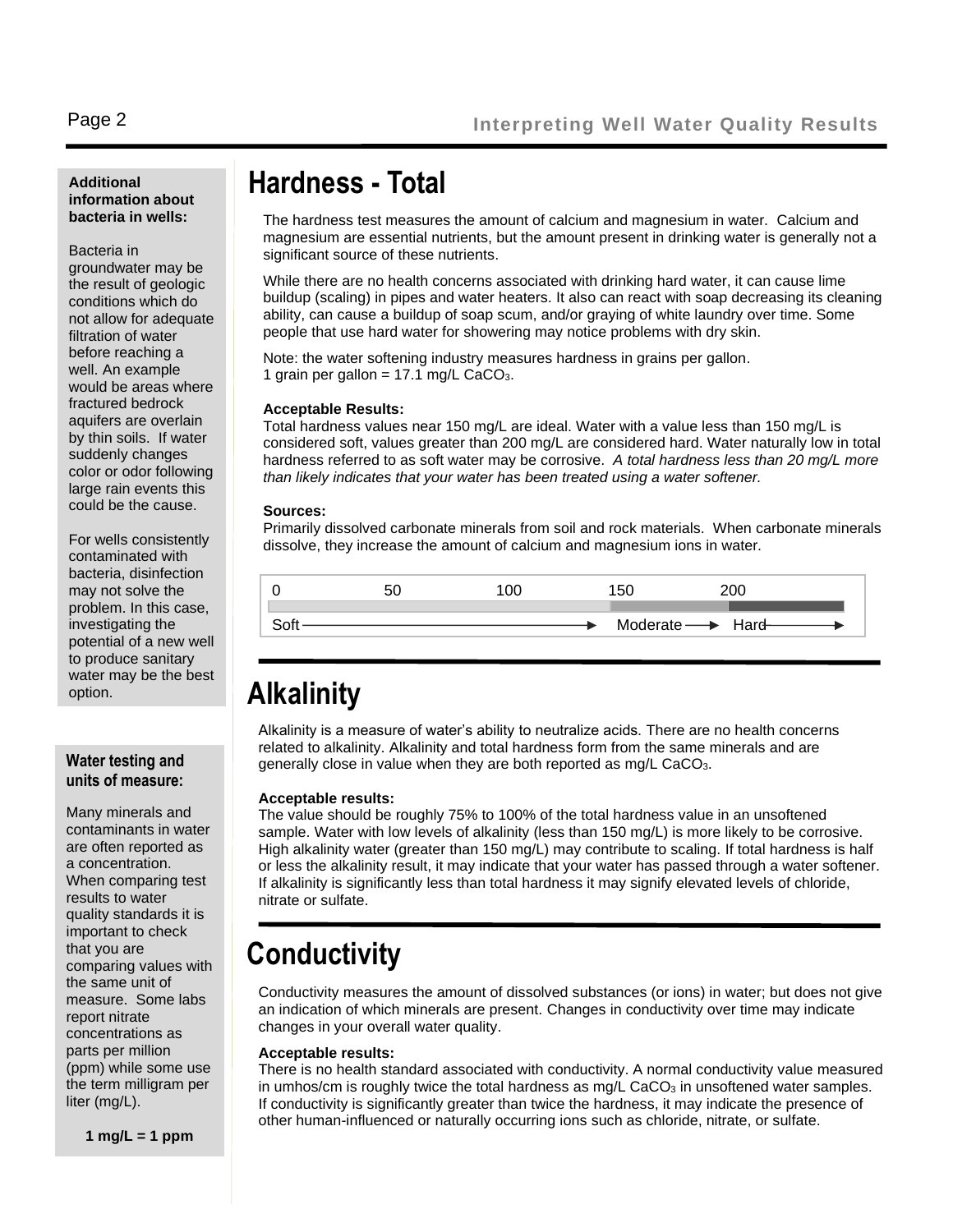## Hardness - Total

The hardness test measures the amount of calcium and magnesium in water. Calcium and magnesium are essential nutrients, but the amount present in drinking water is generally not a significant source of these nutrients.

While there are no health concerns associated with drinking hard water, it can cause lime buildup (scaling) in pipes and water heaters. It also can react with soap decreasing its cleaning ability, can cause a buildup of soap scum, and/or graying of white laundry over time. Some people that use hard water for showering may notice problems with dry skin.

Note: the water softening industry measures hardness in grains per gallon.
1 grain per gallon = 17.1 mg/L $CaCO_3$.

**Acceptable Results:**
Total hardness values near 150 mg/L are ideal. Water with a value less than 150 mg/L is considered soft, values greater than 200 mg/L are considered hard. Water naturally low in total hardness referred to as soft water may be corrosive. *A total hardness less than 20 mg/L more than likely indicates that your water has been treated using a water softener.*

**Sources:**
Primarily dissolved carbonate minerals from soil and rock materials. When carbonate minerals dissolve, they increase the amount of calcium and magnesium ions in water.

| 0 | 50 | 100 | 150 | 200 |
|---|---|---|---|---|
| Soft → | | | Moderate → | Hard → |

## Alkalinity

Alkalinity is a measure of water's ability to neutralize acids. There are no health concerns related to alkalinity. Alkalinity and total hardness form from the same minerals and are generally close in value when they are both reported as mg/L $CaCO_3$.

**Acceptable results:**
The value should be roughly 75% to 100% of the total hardness value in an unsoftened sample. Water with low levels of alkalinity (less than 150 mg/L) is more likely to be corrosive. High alkalinity water (greater than 150 mg/L) may contribute to scaling. If total hardness is half or less the alkalinity result, it may indicate that your water has passed through a water softener. If alkalinity is significantly less than total hardness it may signify elevated levels of chloride, nitrate or sulfate.

## Conductivity

Conductivity measures the amount of dissolved substances (or ions) in water; but does not give an indication of which minerals are present. Changes in conductivity over time may indicate changes in your overall water quality.

**Acceptable results:**
There is no health standard associated with conductivity. A normal conductivity value measured in umhos/cm is roughly twice the total hardness as mg/L $CaCO_3$ in unsoftened water samples. If conductivity is significantly greater than twice the hardness, it may indicate the presence of other human-influenced or naturally occurring ions such as chloride, nitrate, or sulfate.

**Additional information about bacteria in wells:**

Bacteria in groundwater may be the result of geologic conditions which do not allow for adequate filtration of water before reaching a well. An example would be areas where fractured bedrock aquifers are overlain by thin soils. If water suddenly changes color or odor following large rain events this could be the cause.

For wells consistently contaminated with bacteria, disinfection may not solve the problem. In this case, investigating the potential of a new well to produce sanitary water may be the best option.

**Water testing and units of measure:**

Many minerals and contaminants in water are often reported as a concentration. When comparing test results to water quality standards it is important to check that you are comparing values with the same unit of measure. Some labs report nitrate concentrations as parts per million (ppm) while some use the term milligram per liter (mg/L).

**1 mg/L = 1 ppm**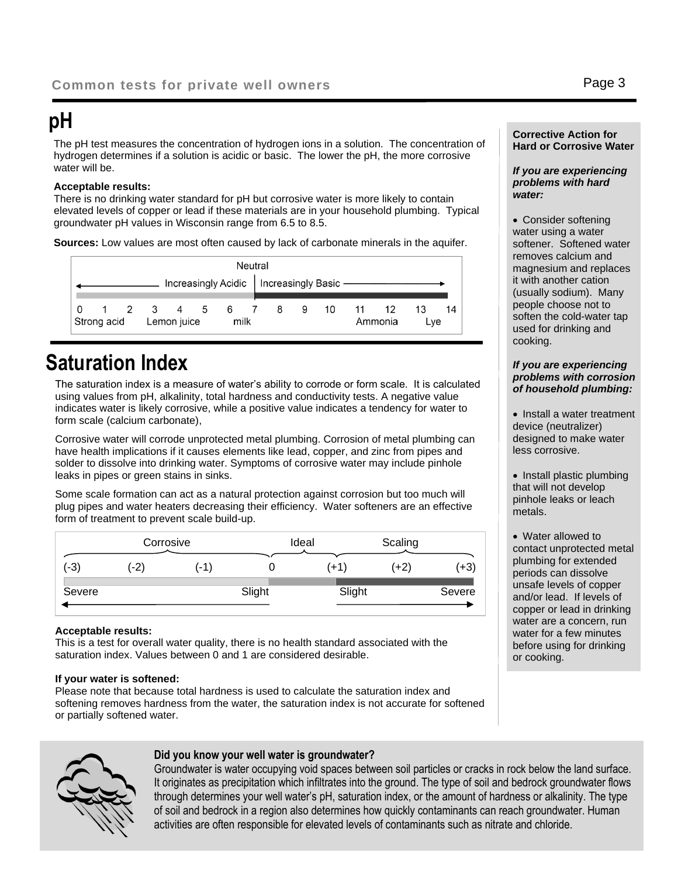## pH

The pH test measures the concentration of hydrogen ions in a solution. The concentration of hydrogen determines if a solution is acidic or basic. The lower the pH, the more corrosive water will be.

**Acceptable results:**
There is no drinking water standard for pH but corrosive water is more likely to contain elevated levels of copper or lead if these materials are in your household plumbing. Typical groundwater pH values in Wisconsin range from 6.5 to 8.5.

**Sources:** Low values are most often caused by lack of carbonate minerals in the aquifer.

Neutral

← Increasingly Acidic | Increasingly Basic →

0 1 2 3 4 5 6 7 8 9 10 11 12 13 14

Strong acid — Lemon juice — milk — Ammonia — Lye

## Saturation Index

The saturation index is a measure of water's ability to corrode or form scale. It is calculated using values from pH, alkalinity, total hardness and conductivity tests. A negative value indicates water is likely corrosive, while a positive value indicates a tendency for water to form scale (calcium carbonate),

Corrosive water will corrode unprotected metal plumbing. Corrosion of metal plumbing can have health implications if it causes elements like lead, copper, and zinc from pipes and solder to dissolve into drinking water. Symptoms of corrosive water may include pinhole leaks in pipes or green stains in sinks.

Some scale formation can act as a natural protection against corrosion but too much will plug pipes and water heaters decreasing their efficiency. Water softeners are an effective form of treatment to prevent scale build-up.

| Corrosive | | | | Ideal | Scaling | |
|---|---|---|---|---|---|---|
| (-3) | (-2) | (-1) | 0 | (+1) | (+2) | (+3) |
| Severe | | | Slight | Slight | | Severe |

**Acceptable results:**
This is a test for overall water quality, there is no health standard associated with the saturation index. Values between 0 and 1 are considered desirable.

**If your water is softened:**
Please note that because total hardness is used to calculate the saturation index and softening removes hardness from the water, the saturation index is not accurate for softened or partially softened water.

**Corrective Action for Hard or Corrosive Water**

***If you are experiencing problems with hard water:***

- Consider softening water using a water softener. Softened water removes calcium and magnesium and replaces it with another cation (usually sodium). Many people choose not to soften the cold-water tap used for drinking and cooking.

***If you are experiencing problems with corrosion of household plumbing:***

- Install a water treatment device (neutralizer) designed to make water less corrosive.
- Install plastic plumbing that will not develop pinhole leaks or leach metals.
- Water allowed to contact unprotected metal plumbing for extended periods can dissolve unsafe levels of copper and/or lead. If levels of copper or lead in drinking water are a concern, run water for a few minutes before using for drinking or cooking.

**Did you know your well water is groundwater?**
Groundwater is water occupying void spaces between soil particles or cracks in rock below the land surface. It originates as precipitation which infiltrates into the ground. The type of soil and bedrock groundwater flows through determines your well water's pH, saturation index, or the amount of hardness or alkalinity. The type of soil and bedrock in a region also determines how quickly contaminants can reach groundwater. Human activities are often responsible for elevated levels of contaminants such as nitrate and chloride.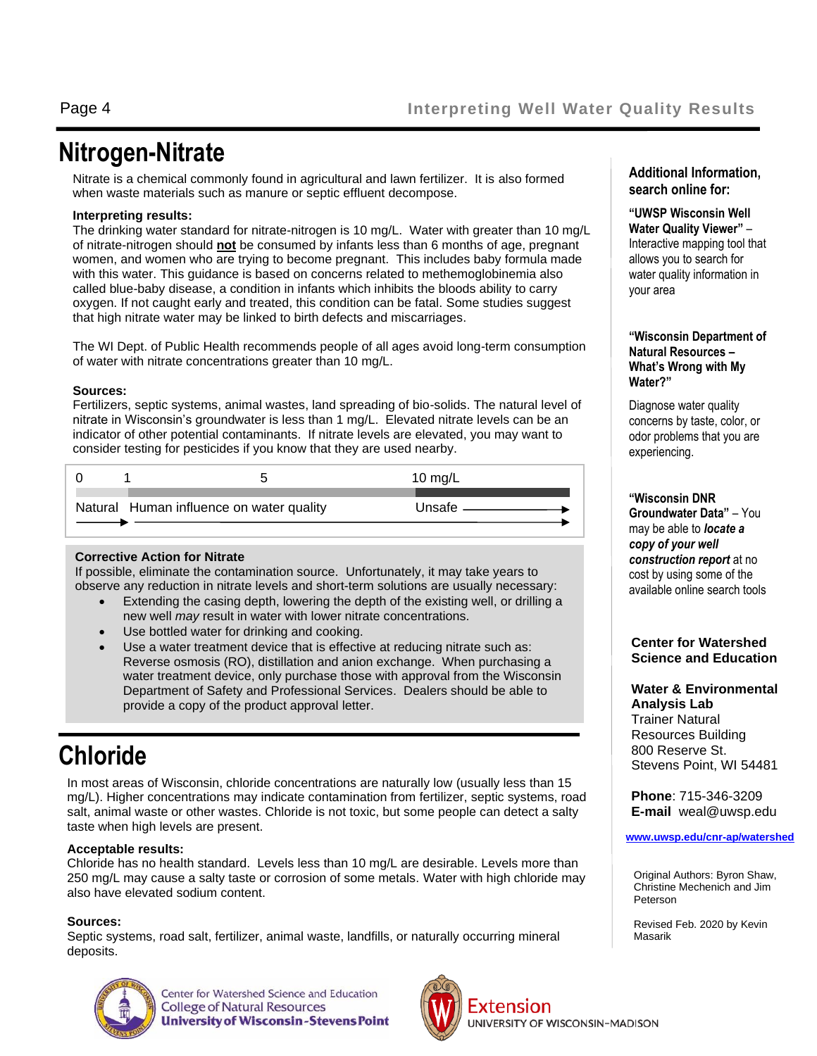# Nitrogen-Nitrate

Nitrate is a chemical commonly found in agricultural and lawn fertilizer. It is also formed when waste materials such as manure or septic effluent decompose.

**Interpreting results:**
The drinking water standard for nitrate-nitrogen is 10 mg/L. Water with greater than 10 mg/L of nitrate-nitrogen should **not** be consumed by infants less than 6 months of age, pregnant women, and women who are trying to become pregnant. This includes baby formula made with this water. This guidance is based on concerns related to methemoglobinemia also called blue-baby disease, a condition in infants which inhibits the bloods ability to carry oxygen. If not caught early and treated, this condition can be fatal. Some studies suggest that high nitrate water may be linked to birth defects and miscarriages.

The WI Dept. of Public Health recommends people of all ages avoid long-term consumption of water with nitrate concentrations greater than 10 mg/L.

**Sources:**
Fertilizers, septic systems, animal wastes, land spreading of bio-solids. The natural level of nitrate in Wisconsin's groundwater is less than 1 mg/L. Elevated nitrate levels can be an indicator of other potential contaminants. If nitrate levels are elevated, you may want to consider testing for pesticides if you know that they are used nearby.

0 1 5 10 mg/L

Natural Human influence on water quality Unsafe

**Corrective Action for Nitrate**
If possible, eliminate the contamination source. Unfortunately, it may take years to observe any reduction in nitrate levels and short-term solutions are usually necessary:

- Extending the casing depth, lowering the depth of the existing well, or drilling a new well *may* result in water with lower nitrate concentrations.
- Use bottled water for drinking and cooking.
- Use a water treatment device that is effective at reducing nitrate such as: Reverse osmosis (RO), distillation and anion exchange. When purchasing a water treatment device, only purchase those with approval from the Wisconsin Department of Safety and Professional Services. Dealers should be able to provide a copy of the product approval letter.

# Chloride

In most areas of Wisconsin, chloride concentrations are naturally low (usually less than 15 mg/L). Higher concentrations may indicate contamination from fertilizer, septic systems, road salt, animal waste or other wastes. Chloride is not toxic, but some people can detect a salty taste when high levels are present.

**Acceptable results:**
Chloride has no health standard. Levels less than 10 mg/L are desirable. Levels more than 250 mg/L may cause a salty taste or corrosion of some metals. Water with high chloride may also have elevated sodium content.

**Sources:**
Septic systems, road salt, fertilizer, animal waste, landfills, or naturally occurring mineral deposits.

**Additional Information, search online for:**

**"UWSP Wisconsin Well Water Quality Viewer"** – Interactive mapping tool that allows you to search for water quality information in your area

**"Wisconsin Department of Natural Resources – What's Wrong with My Water?"**

Diagnose water quality concerns by taste, color, or odor problems that you are experiencing.

**"Wisconsin DNR Groundwater Data"** – You may be able to ***locate a copy of your well construction report*** at no cost by using some of the available online search tools

**Center for Watershed Science and Education**

**Water & Environmental Analysis Lab**
Trainer Natural Resources Building
800 Reserve St.
Stevens Point, WI 54481

**Phone**: 715-346-3209
**E-mail** weal@uwsp.edu

www.uwsp.edu/cnr-ap/watershed

Original Authors: Byron Shaw, Christine Mechenich and Jim Peterson

Revised Feb. 2020 by Kevin Masarik

Center for Watershed Science and Education
College of Natural Resources
University of Wisconsin-Stevens Point

Extension
UNIVERSITY OF WISCONSIN-MADISON